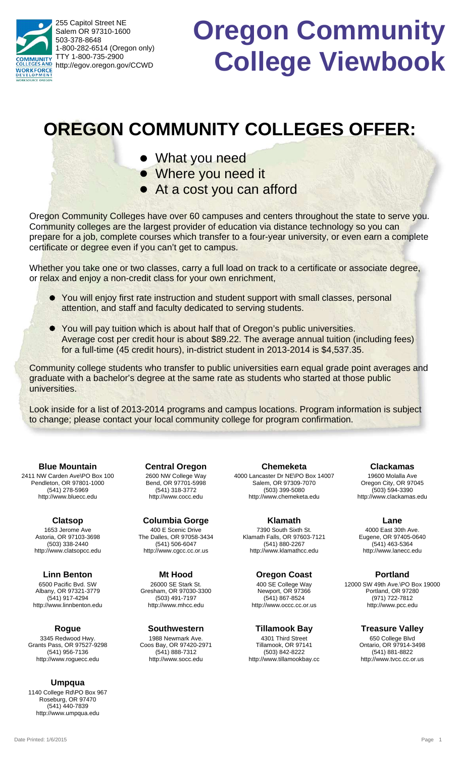255 Capitol Street NE
Salem OR 97310-1600
503-378-8648
1-800-282-6514 (Oregon only)
TTY 1-800-735-2900
http://egov.oregon.gov/CCWD

# Oregon Community College Viewbook

## OREGON COMMUNITY COLLEGES OFFER:

- What you need
- Where you need it
- At a cost you can afford

Oregon Community Colleges have over 60 campuses and centers throughout the state to serve you. Community colleges are the largest provider of education via distance technology so you can prepare for a job, complete courses which transfer to a four-year university, or even earn a complete certificate or degree even if you can't get to campus.

Whether you take one or two classes, carry a full load on track to a certificate or associate degree, or relax and enjoy a non-credit class for your own enrichment,

- You will enjoy first rate instruction and student support with small classes, personal attention, and staff and faculty dedicated to serving students.
- You will pay tuition which is about half that of Oregon's public universities.
  Average cost per credit hour is about $89.22. The average annual tuition (including fees) for a full-time (45 credit hours), in-district student in 2013-2014 is $4,537.35.

Community college students who transfer to public universities earn equal grade point averages and graduate with a bachelor's degree at the same rate as students who started at those public universities.

Look inside for a list of 2013-2014 programs and campus locations. Program information is subject to change; please contact your local community college for program confirmation.

**Blue Mountain**
2411 NW Carden Ave\PO Box 100
Pendleton, OR 97801-1000
(541) 278-5969
http://www.bluecc.edu

**Central Oregon**
2600 NW College Way
Bend, OR 97701-5998
(541) 318-3772
http://www.cocc.edu

**Chemeketa**
4000 Lancaster Dr NE\PO Box 14007
Salem, OR 97309-7070
(503) 399-5080
http://www.chemeketa.edu

**Clackamas**
19600 Molalla Ave
Oregon City, OR 97045
(503) 594-3390
http://www.clackamas.edu

**Clatsop**
1653 Jerome Ave
Astoria, OR 97103-3698
(503) 338-2440
http://www.clatsopcc.edu

**Columbia Gorge**
400 E Scenic Drive
The Dalles, OR 97058-3434
(541) 506-6047
http://www.cgcc.cc.or.us

**Klamath**
7390 South Sixth St.
Klamath Falls, OR 97603-7121
(541) 880-2267
http://www.klamathcc.edu

**Lane**
4000 East 30th Ave.
Eugene, OR 97405-0640
(541) 463-5364
http://www.lanecc.edu

**Linn Benton**
6500 Pacific Bvd. SW
Albany, OR 97321-3779
(541) 917-4294
http://www.linnbenton.edu

**Mt Hood**
26000 SE Stark St.
Gresham, OR 97030-3300
(503) 491-7197
http://www.mhcc.edu

**Oregon Coast**
400 SE College Way
Newport, OR 97366
(541) 867-8524
http://www.occc.cc.or.us

**Portland**
12000 SW 49th Ave.\PO Box 19000
Portland, OR 97280
(971) 722-7812
http://www.pcc.edu

**Rogue**
3345 Redwood Hwy.
Grants Pass, OR 97527-9298
(541) 956-7136
http://www.roguecc.edu

**Southwestern**
1988 Newmark Ave.
Coos Bay, OR 97420-2971
(541) 888-7312
http://www.socc.edu

**Tillamook Bay**
4301 Third Street
Tillamook, OR 97141
(503) 842-8222
http://www.tillamookbay.cc

**Treasure Valley**
650 College Blvd
Ontario, OR 97914-3498
(541) 881-8822
http://www.tvcc.cc.or.us

**Umpqua**
1140 College Rd\PO Box 967
Roseburg, OR 97470
(541) 440-7839
http://www.umpqua.edu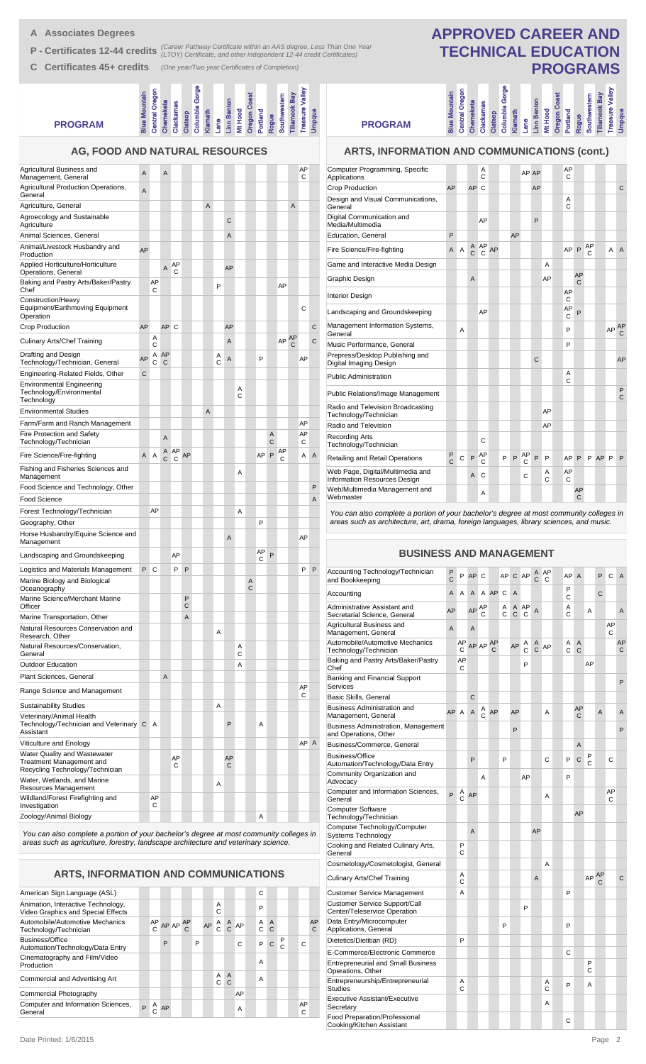# APPROVED CAREER AND TECHNICAL EDUCATION PROGRAMS

- **A Associates Degrees**
- **P - Certificates 12-44 credits** *(Career Pathway Certificate within an AAS degree, Less Than One Year (LTOY) Certificate, and other independent 12-44 credit Certificates)*
- **C Certificates 45+ credits** *(One year/Two year Certificates of Completion)*

## AG, FOOD AND NATURAL RESOURCES

| PROGRAM | Blue Mountain | Central Oregon | Chemeketa | Clackamas | Clatsop | Columbia Gorge | Klamath | Lane | Linn Benton | Mt Hood | Oregon Coast | Portland | Rogue | Southwestern | Tillamook Bay | Treasure Valley | Umpqua |
|---|---|---|---|---|---|---|---|---|---|---|---|---|---|---|---|---|---|
| Agricultural Business and Management, General | A | | A | | | | | | | | | | | | | AP C | |
| Agricultural Production Operations, General | A | | | | | | | | | | | | | | | | |
| Agriculture, General | | | | | | | A | | | | | | | | A | | |
| Agroecology and Sustainable Agriculture | | | | | | | | | C | | | | | | | | |
| Animal Sciences, General | | | | | | | | | A | | | | | | | | |
| Animal/Livestock Husbandry and Production | AP | | | | | | | | | | | | | | | | |
| Applied Horticulture/Horticulture Operations, General | | | A | AP C | | | | | AP | | | | | | | | |
| Baking and Pastry Arts/Baker/Pastry Chef | | AP C | | | | | | P | | | | | | AP | | | |
| Construction/Heavy Equipment/Earthmoving Equipment Operation | | | | | | | | | | | | | | | | C | |
| Crop Production | AP | | AP | C | | | | | AP | | | | | | | | C |
| Culinary Arts/Chef Training | | A C | | | | | | | A | | | | | AP | AP C | | C |
| Drafting and Design Technology/Technician, General | AP | A C | AP C | | | | | A C | A | | | P | | | | AP | |
| Engineering-Related Fields, Other | C | | | | | | | | | | | | | | | | |
| Environmental Engineering Technology/Environmental Technology | | | | | | | | | | A C | | | | | | | |
| Environmental Studies | | | | | | | A | | | | | | | | | | |
| Farm/Farm and Ranch Management | | | | | | | | | | | | | | | | AP | |
| Fire Protection and Safety Technology/Technician | | | A | | | | | | | | | | A C | | | AP C | |
| Fire Science/Fire-fighting | A | A | A C | AP C | | AP | | | | | | AP | P | AP C | | A | A |
| Fishing and Fisheries Sciences and Management | | | | | | | | | | A | | | | | | | |
| Food Science and Technology, Other | | | | | | | | | | | | | | | | | P |
| Food Science | | | | | | | | | | | | | | | | | A |
| Forest Technology/Technician | | AP | | | | | | | | A | | | | | | | |
| Geography, Other | | | | | | | | | | | | P | | | | | |
| Horse Husbandry/Equine Science and Management | | | | | | | | | A | | | | | | | AP | |
| Landscaping and Groundskeeping | | | | AP | | | | | | | | AP C | P | | | | |
| Logistics and Materials Management | P | C | | P | P | | | | | | | | | | | P | P |
| Marine Biology and Biological Oceanography | | | | | | | | | | | A C | | | | | | |
| Marine Science/Merchant Marine Officer | | | | | P C | | | | | | | | | | | | |
| Marine Transportation, Other | | | | | A | | | | | | | | | | | | |
| Natural Resources Conservation and Research, Other | | | | | | | | A | | | | | | | | | |
| Natural Resources/Conservation, General | | | | | | | | | | A C | | | | | | | |
| Outdoor Education | | | | | | | | | | A | | | | | | | |
| Plant Sciences, General | | | A | | | | | | | | | | | | | | |
| Range Science and Management | | | | | | | | | | | | | | | | AP C | |
| Sustainability Studies | | | | | | | | A | | | | | | | | | |
| Veterinary/Animal Health Technology/Technician and Veterinary Assistant | C | A | | | | | | | P | | | A | | | | | |
| Viticulture and Enology | | | | | | | | | | | | | | | | AP | A |
| Water Quality and Wastewater Treatment Management and Recycling Technology/Technician | | | | AP C | | | | | AP C | | | | | | | | |
| Water, Wetlands, and Marine Resources Management | | | | | | | | A | | | | | | | | | |
| Wildland/Forest Firefighting and Investigation | | AP C | | | | | | | | | | | | | | | |
| Zoology/Animal Biology | | | | | | | | | | | | A | | | | | |

*You can also complete a portion of your bachelor's degree at most community colleges in areas such as agriculture, forestry, landscape architecture and veterinary science.*

## ARTS, INFORMATION AND COMMUNICATIONS

| PROGRAM | Blue Mountain | Central Oregon | Chemeketa | Clackamas | Clatsop | Columbia Gorge | Klamath | Lane | Linn Benton | Mt Hood | Oregon Coast | Portland | Rogue | Southwestern | Tillamook Bay | Treasure Valley | Umpqua |
|---|---|---|---|---|---|---|---|---|---|---|---|---|---|---|---|---|---|
| American Sign Language (ASL) | | | | | | | | | | | | C | | | | | |
| Animation, Interactive Technology, Video Graphics and Special Effects | | | | | | | | A C | | | | P | | | | | |
| Automobile/Automotive Mechanics Technology/Technician | | AP C | AP | AP | AP C | | AP | A C | A C | AP | | A C | A C | | | | AP C |
| Business/Office Automation/Technology/Data Entry | | | P | | | P | | | | C | | P | C | P C | | C | |
| Cinematography and Film/Video Production | | | | | | | | | | | | A | | | | | |
| Commercial and Advertising Art | | | | | | | | A C | A C | | | A | | | | | |
| Commercial Photography | | | | | | | | | | AP | | | | | | | |
| Computer and Information Sciences, General | P | A C | AP | | | | | | | A | | | | | | AP C | |

## ARTS, INFORMATION AND COMMUNICATIONS (cont.)

| PROGRAM | Blue Mountain | Central Oregon | Chemeketa | Clackamas | Clatsop | Columbia Gorge | Klamath | Lane | Linn Benton | Mt Hood | Oregon Coast | Portland | Rogue | Southwestern | Tillamook Bay | Treasure Valley | Umpqua |
|---|---|---|---|---|---|---|---|---|---|---|---|---|---|---|---|---|---|
| Computer Programming, Specific Applications | | | | A C | | | | AP | AP | | | AP C | | | | | |
| Crop Production | AP | | AP | C | | | | | AP | | | | | | | | C |
| Design and Visual Communications, General | | | | | | | | | | | | A C | | | | | |
| Digital Communication and Media/Multimedia | | | | AP | | | | | P | | | | | | | | |
| Education, General | P | | | | | | AP | | | | | | | | | | |
| Fire Science/Fire-fighting | A | A | A C | AP C | | AP | | | | | | AP | P | AP C | | A | A |
| Game and Interactive Media Design | | | | | | | | | | A | | | | | | | |
| Graphic Design | | | A | | | | | | | AP | | | AP C | | | | |
| Interior Design | | | | | | | | | | | | AP C | | | | | |
| Landscaping and Groundskeeping | | | | AP | | | | | | | | AP C | P | | | | |
| Management Information Systems, General | | A | | | | | | | | | | P | | | | AP | AP C |
| Music Performance, General | | | | | | | | | | | | P | | | | | |
| Prepress/Desktop Publishing and Digital Imaging Design | | | | | | | | | C | | | | | | | | AP |
| Public Administration | | | | | | | | | | | | A C | | | | | |
| Public Relations/Image Management | | | | | | | | | | | | | | | | | P C |
| Radio and Television Broadcasting Technology/Technician | | | | | | | | | | AP | | | | | | | |
| Radio and Television | | | | | | | | | | AP | | | | | | | |
| Recording Arts Technology/Technician | | | | C | | | | | | | | | | | | | |
| Retailing and Retail Operations | P C | C | P | AP C | | P | P | AP C | P | P | | AP | P | P | AP | P | P |
| Web Page, Digital/Multimedia and Information Resources Design | | | A | C | | | | C | | A C | | AP C | | | | | |
| Web/Multimedia Management and Webmaster | | | | A | | | | | | | | | AP C | | | | |

*You can also complete a portion of your bachelor's degree at most community colleges in areas such as architecture, art, drama, foreign languages, library sciences, and music.*

## BUSINESS AND MANAGEMENT

| PROGRAM | Blue Mountain | Central Oregon | Chemeketa | Clackamas | Clatsop | Columbia Gorge | Klamath | Lane | Linn Benton | Mt Hood | Oregon Coast | Portland | Rogue | Southwestern | Tillamook Bay | Treasure Valley | Umpqua |
|---|---|---|---|---|---|---|---|---|---|---|---|---|---|---|---|---|---|
| Accounting Technology/Technician and Bookkeeping | P C | P | AP | C | | AP | C | AP | A C | AP C | | AP | A | | P | C | A |
| Accounting | A | A | A | A | | AP | C | A | | | | P C | | | C | | |
| Administrative Assistant and Secretarial Science, General | AP | | AP | AP C | | A C | A C | AP C | A | | | A C | | A | | | A |
| Agricultural Business and Management, General | A | | A | | | | | | | | | | | | | AP C | |
| Automobile/Automotive Mechanics Technology/Technician | | AP C | AP | AP | AP C | | AP | A C | A C | AP | | A C | A C | | | | AP C |
| Baking and Pastry Arts/Baker/Pastry Chef | | AP C | | | | | | P | | | | | | AP | | | |
| Banking and Financial Support Services | | | | | | | | | | | | | | | | | P |
| Basic Skills, General | | | C | | | | | | | | | | | | | | |
| Business Administration and Management, General | AP | A | A | A C | AP | | | AP | | A | | | AP C | | A | | A |
| Business Administration, Management and Operations, Other | | | | | | | | P | | | | | | | | | P |
| Business/Commerce, General | | | | | | | | | | | | | A | | | | |
| Business/Office Automation/Technology/Data Entry | | | P | | | P | | | | C | | P | C | P C | | C | |
| Community Organization and Advocacy | | | | A | | | | AP | | | | P | | | | | |
| Computer and Information Sciences, General | P | A C | AP | | | | | | | A | | | | | | AP C | |
| Computer Software Technology/Technician | | | | | | | | | | | | | AP | | | | |
| Computer Technology/Computer Systems Technology | | | A | | | | | | AP | | | | | | | | |
| Cooking and Related Culinary Arts, General | | P C | | | | | | | | | | | | | | | |
| Cosmetology/Cosmetologist, General | | | | | | | | | | A | | | | | | | |
| Culinary Arts/Chef Training | | A C | | | | | | | A | | | | | AP | AP C | | C |
| Customer Service Management | | A | | | | | | | | | | P | | | | | |
| Customer Service Support/Call Center/Teleservice Operation | | | | | | | | P | | | | | | | | | |
| Data Entry/Microcomputer Applications, General | | | | | | P | | | | | | P | | | | | |
| Dietetics/Dietitian (RD) | | P | | | | | | | | | | | | | | | |
| E-Commerce/Electronic Commerce | | | | | | | | | | | | C | | | | | |
| Entrepreneurial and Small Business Operations, Other | | | | | | | | | | | | | | P C | | | |
| Entrepreneurship/Entrepreneurial Studies | | A C | | | | | | | | A C | | P | | A | | | |
| Executive Assistant/Executive Secretary | | | | | | | | | | A | | | | | | | |
| Food Preparation/Professional Cooking/Kitchen Assistant | | | | | | | | | | | | C | | | | | |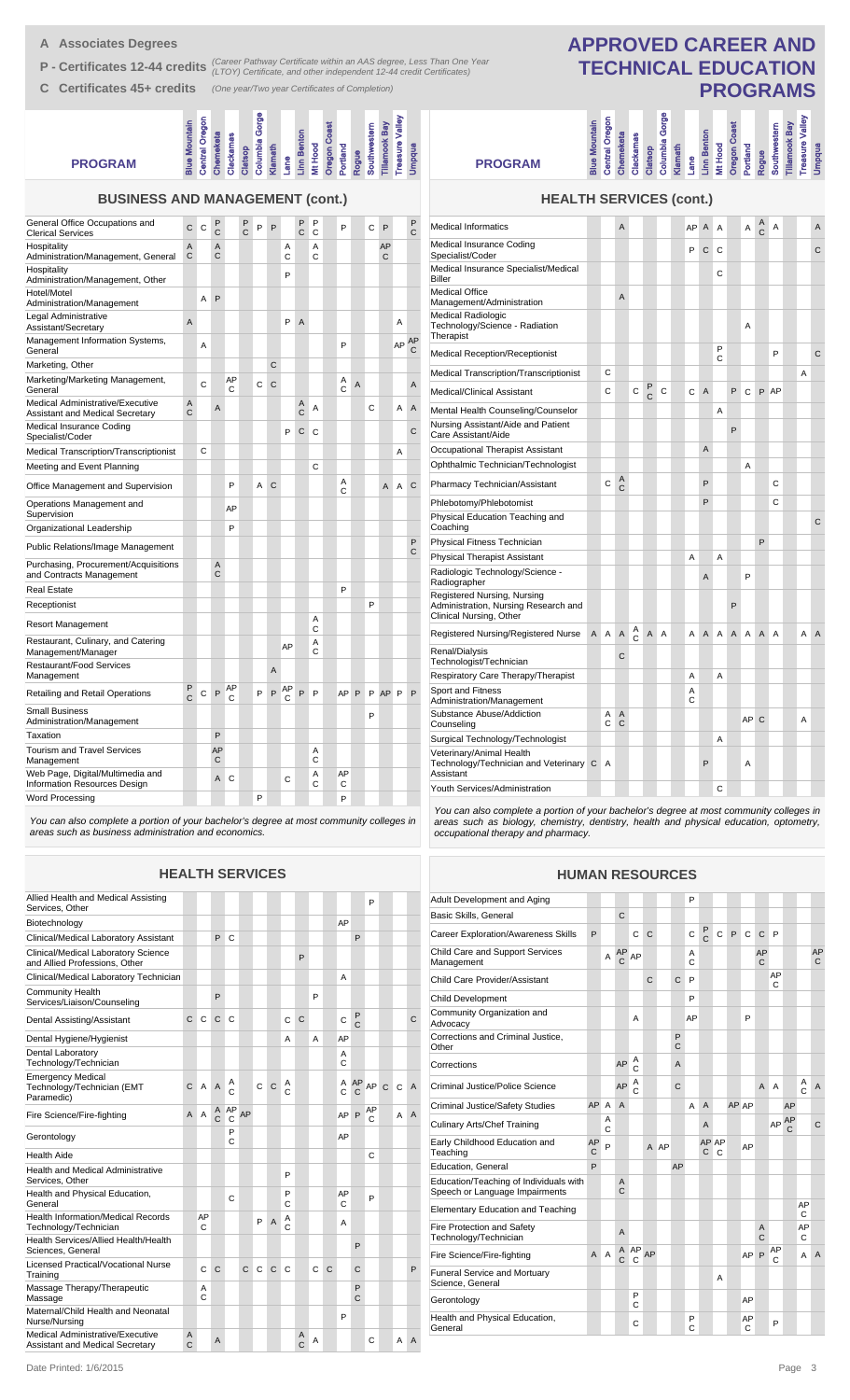**A Associates Degrees**

**P - Certificates 12-44 credits** *(Career Pathway Certificate within an AAS degree, Less Than One Year (LTOY) Certificate, and other independent 12-44 credit Certificates)*

**C Certificates 45+ credits** *(One year/Two year Certificates of Completion)*

# APPROVED CAREER AND TECHNICAL EDUCATION PROGRAMS

## BUSINESS AND MANAGEMENT (cont.)

| PROGRAM | Blue Mountain | Central Oregon | Chemeketa | Clackamas | Clatsop | Columbia Gorge | Klamath | Lane | Linn Benton | Mt Hood | Oregon Coast | Portland | Rogue | Southwestern | Tillamook Bay | Treasure Valley | Umpqua |
|---|---|---|---|---|---|---|---|---|---|---|---|---|---|---|---|---|---|
| General Office Occupations and Clerical Services | C | C | P C | | P C | P | P | | P C | P C | | P | | C | P | | P C |
| Hospitality Administration/Management, General | A C | | A C | | | | | A C | | A C | | | | | AP C | | |
| Hospitality Administration/Management, Other | | | | | | | | P | | | | | | | | | |
| Hotel/Motel Administration/Management | | A | P | | | | | | | | | | | | | | |
| Legal Administrative Assistant/Secretary | A | | | | | | | P | A | | | | | | | A | |
| Management Information Systems, General | | A | | | | | | | | | | P | | | | AP | AP C |
| Marketing, Other | | | | | | | C | | | | | | | | | | |
| Marketing/Marketing Management, General | | C | | AP C | | C | C | | | | | A C | A | | | | A |
| Medical Administrative/Executive Assistant and Medical Secretary | A C | | A | | | | | | A C | A | | | | C | | A | A |
| Medical Insurance Coding Specialist/Coder | | | | | | | | P | C | C | | | | | | | C |
| Medical Transcription/Transcriptionist | | C | | | | | | | | | | | | | | A | |
| Meeting and Event Planning | | | | | | | | | | C | | | | | | | |
| Office Management and Supervision | | | | P | | A | C | | | | | A C | | | A | A | C |
| Operations Management and Supervision | | | | AP | | | | | | | | | | | | | |
| Organizational Leadership | | | | P | | | | | | | | | | | | | |
| Public Relations/Image Management | | | | | | | | | | | | | | | | | P C |
| Purchasing, Procurement/Acquisitions and Contracts Management | | | A C | | | | | | | | | | | | | | |
| Real Estate | | | | | | | | | | | | P | | | | | |
| Receptionist | | | | | | | | | | | | | | P | | | |
| Resort Management | | | | | | | | | | A C | | | | | | | |
| Restaurant, Culinary, and Catering Management/Manager | | | | | | | | AP | | A C | | | | | | | |
| Restaurant/Food Services Management | | | | | | | A | | | | | | | | | | |
| Retailing and Retail Operations | P C | C | P | AP C | | P | P | AP C | P | P | | AP | P | P | AP | P | P |
| Small Business Administration/Management | | | | | | | | | | | | | | P | | | |
| Taxation | | | P | | | | | | | | | | | | | | |
| Tourism and Travel Services Management | | | AP C | | | | | | | A C | | | | | | | |
| Web Page, Digital/Multimedia and Information Resources Design | | | A | C | | | | C | | A C | | AP C | | | | | |
| Word Processing | | | | | | P | | | | | | P | | | | | |

*You can also complete a portion of your bachelor's degree at most community colleges in areas such as business administration and economics.*

## HEALTH SERVICES

| PROGRAM | Blue Mountain | Central Oregon | Chemeketa | Clackamas | Clatsop | Columbia Gorge | Klamath | Lane | Linn Benton | Mt Hood | Oregon Coast | Portland | Rogue | Southwestern | Tillamook Bay | Treasure Valley | Umpqua |
|---|---|---|---|---|---|---|---|---|---|---|---|---|---|---|---|---|---|
| Allied Health and Medical Assisting Services, Other | | | | | | | | | | | | | | P | | | |
| Biotechnology | | | | | | | | | | | | AP | | | | | |
| Clinical/Medical Laboratory Assistant | | | P | C | | | | | | | | | P | | | | |
| Clinical/Medical Laboratory Science and Allied Professions, Other | | | | | | | | | P | | | | | | | | |
| Clinical/Medical Laboratory Technician | | | | | | | | | | | | A | | | | | |
| Community Health Services/Liaison/Counseling | | | P | | | | | | | P | | | | | | | |
| Dental Assisting/Assistant | C | C | C | C | | | | C | C | | | C | P C | | | | C |
| Dental Hygiene/Hygienist | | | | | | | | A | | A | | AP | | | | | |
| Dental Laboratory Technology/Technician | | | | | | | | | | | | A C | | | | | |
| Emergency Medical Technology/Technician (EMT Paramedic) | C | A | A | A C | | C | C | A C | | | | A C | AP C | AP | C | C | A |
| Fire Science/Fire-fighting | A | A | A C | AP C | AP | | | | | | | AP | P | AP C | | A | A |
| Gerontology | | | | P C | | | | | | | | AP | | | | | |
| Health Aide | | | | | | | | | | | | | | C | | | |
| Health and Medical Administrative Services, Other | | | | | | | | P | | | | | | | | | |
| Health and Physical Education, General | | | | C | | | | P C | | | | AP C | | P | | | |
| Health Information/Medical Records Technology/Technician | | AP C | | | | P | A | A C | | | | A | | | | | |
| Health Services/Allied Health/Health Sciences, General | | | | | | | | | | | | | P | | | | |
| Licensed Practical/Vocational Nurse Training | | C | C | | C | C | C | C | | C | C | | C | | | | P |
| Massage Therapy/Therapeutic Massage | | A C | | | | | | | | | | | P C | | | | |
| Maternal/Child Health and Neonatal Nurse/Nursing | | | | | | | | | | | | P | | | | | |
| Medical Administrative/Executive Assistant and Medical Secretary | A C | | A | | | | | | A C | A | | | | C | | A | A |

## HEALTH SERVICES (cont.)

| PROGRAM | Blue Mountain | Central Oregon | Chemeketa | Clackamas | Clatsop | Columbia Gorge | Klamath | Lane | Linn Benton | Mt Hood | Oregon Coast | Portland | Rogue | Southwestern | Tillamook Bay | Treasure Valley | Umpqua |
|---|---|---|---|---|---|---|---|---|---|---|---|---|---|---|---|---|---|
| Medical Informatics | | | A | | | | | AP | A | A | | A | A C | A | | | A |
| Medical Insurance Coding Specialist/Coder | | | | | | | | P | C | C | | | | | | | C |
| Medical Insurance Specialist/Medical Biller | | | | | | | | | | C | | | | | | | |
| Medical Office Management/Administration | | | A | | | | | | | | | | | | | | |
| Medical Radiologic Technology/Science - Radiation Therapist | | | | | | | | | | | | A | | | | | |
| Medical Reception/Receptionist | | | | | | | | | | | P C | | | P | | | C |
| Medical Transcription/Transcriptionist | | C | | | | | | | | | | | | | | A | |
| Medical/Clinical Assistant | | C | | C | P C | C | | C | A | | P | C | P | AP | | | |
| Mental Health Counseling/Counselor | | | | | | | | | | A | | | | | | | |
| Nursing Assistant/Aide and Patient Care Assistant/Aide | | | | | | | | | | | P | | | | | | |
| Occupational Therapist Assistant | | | | | | | | | A | | | | | | | | |
| Ophthalmic Technician/Technologist | | | | | | | | | | | | A | | | | | |
| Pharmacy Technician/Assistant | | C | A C | | | | | | P | | | | | C | | | |
| Phlebotomy/Phlebotomist | | | | | | | | | P | | | | | C | | | |
| Physical Education Teaching and Coaching | | | | | | | | | | | | | | | | | C |
| Physical Fitness Technician | | | | | | | | | | | | | P | | | | |
| Physical Therapist Assistant | | | | | | | | A | | A | | | | | | | |
| Radiologic Technology/Science - Radiographer | | | | | | | | | A | | | P | | | | | |
| Registered Nursing, Nursing Administration, Nursing Research and Clinical Nursing, Other | | | | | | | | | | | P | | | | | | |
| Registered Nursing/Registered Nurse | A | A | A | A C | A | A | | A | A | A | A | A | A | A | | A | A |
| Renal/Dialysis Technologist/Technician | | | C | | | | | | | | | | | | | | |
| Respiratory Care Therapy/Therapist | | | | | | | | A | | A | | | | | | | |
| Sport and Fitness Administration/Management | | | | | | | | A C | | | | | | | | | |
| Substance Abuse/Addiction Counseling | | A C | A C | | | | | | | | | AP | C | | | A | |
| Surgical Technology/Technologist | | | | | | | | | | A | | | | | | | |
| Veterinary/Animal Health Technology/Technician and Veterinary Assistant | C | A | | | | | | | P | | | A | | | | | |
| Youth Services/Administration | | | | | | | | | | C | | | | | | | |

*You can also complete a portion of your bachelor's degree at most community colleges in areas such as biology, chemistry, dentistry, health and physical education, optometry, occupational therapy and pharmacy.*

## HUMAN RESOURCES

| PROGRAM | Blue Mountain | Central Oregon | Chemeketa | Clackamas | Clatsop | Columbia Gorge | Klamath | Lane | Linn Benton | Mt Hood | Oregon Coast | Portland | Rogue | Southwestern | Tillamook Bay | Treasure Valley | Umpqua |
|---|---|---|---|---|---|---|---|---|---|---|---|---|---|---|---|---|---|
| Adult Development and Aging | | | | | | | | P | | | | | | | | | |
| Basic Skills, General | | | C | | | | | | | | | | | | | | |
| Career Exploration/Awareness Skills | P | | | C | C | | | C | P C | C | P | C | C | P | | | |
| Child Care and Support Services Management | | A | AP C | AP | | | | A C | | | | | AP C | | | | AP C |
| Child Care Provider/Assistant | | | | | | C | C | P | | | | | | AP C | | | |
| Child Development | | | | | | | | P | | | | | | | | | |
| Community Organization and Advocacy | | | | A | | | | AP | | | | P | | | | | |
| Corrections and Criminal Justice, Other | | | | | | | P C | | | | | | | | | | |
| Corrections | | | AP | A C | | | A | | | | | | | | | | |
| Criminal Justice/Police Science | | | AP | A C | | | C | | | | | | A | A | | A C | A |
| Criminal Justice/Safety Studies | AP | A | A | | | | | A | A | | AP | AP | | | AP | | |
| Culinary Arts/Chef Training | | A C | | | | | | | A | | | | | AP | AP C | | C |
| Early Childhood Education and Teaching | AP C | P | | | A | AP | | | AP C | AP C | | AP | | | | | |
| Education, General | P | | | | | | AP | | | | | | | | | | |
| Education/Teaching of Individuals with Speech or Language Impairments | | | A C | | | | | | | | | | | | | | |
| Elementary Education and Teaching | | | | | | | | | | | | | | | | AP C | |
| Fire Protection and Safety Technology/Technician | | | A | | | | | | | | | | A C | | | AP C | |
| Fire Science/Fire-fighting | A | A | A C | AP C | AP | | | | | | | AP | P | AP C | | A | A |
| Funeral Service and Mortuary Science, General | | | | | | | | | | A | | | | | | | |
| Gerontology | | | | P C | | | | | | | | AP | | | | | |
| Health and Physical Education, General | | | | C | | | | P C | | | | AP C | | P | | | |

Date Printed: 1/6/2015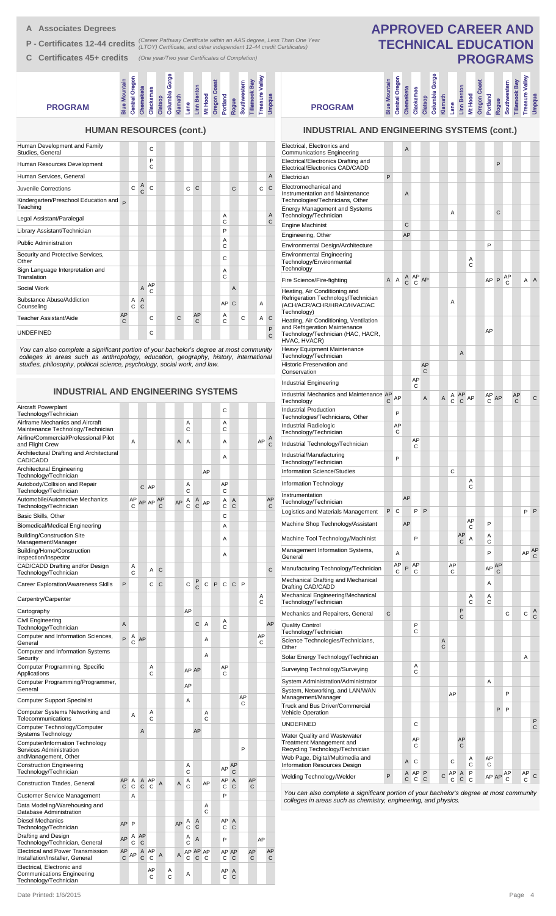**A Associates Degrees**

**P - Certificates 12-44 credits** *(Career Pathway Certificate within an AAS degree, Less Than One Year (LTOY) Certificate, and other independent 12-44 credit Certificates)*

**C Certificates 45+ credits** *(One year/Two year Certificates of Completion)*

# APPROVED CAREER AND TECHNICAL EDUCATION PROGRAMS

## HUMAN RESOURCES (cont.)

| PROGRAM | Blue Mountain | Central Oregon | Chemeketa | Clackamas | Clatsop | Columbia Gorge | Klamath | Lane | Linn Benton | Mt Hood | Oregon Coast | Portland | Rogue | Southwestern | Tillamook Bay | Treasure Valley | Umpqua |
|---|---|---|---|---|---|---|---|---|---|---|---|---|---|---|---|---|---|
| Human Development and Family Studies, General | | | | C | | | | | | | | | | | | | |
| Human Resources Development | | | | P C | | | | | | | | | | | | | |
| Human Services, General | | | | | | | | | | | | | | | | | A |
| Juvenile Corrections | | C | A C | C | | | | C | C | | | | C | | | C | C |
| Kindergarten/Preschool Education and Teaching | P | | | | | | | | | | | | | | | | |
| Legal Assistant/Paralegal | | | | | | | | | | | | A C | | | | | A C |
| Library Assistant/Technician | | | | | | | | | | | | P | | | | | |
| Public Administration | | | | | | | | | | | | A C | | | | | |
| Security and Protective Services, Other | | | | | | | | | | | | C | | | | | |
| Sign Language Interpretation and Translation | | | | | | | | | | | | A C | | | | | |
| Social Work | | | A | AP C | | | | | | | | | A | | | | |
| Substance Abuse/Addiction Counseling | | A C | A C | | | | | | | | | AP | C | | | A | |
| Teacher Assistant/Aide | AP C | | | C | | | C | | AP C | | | A C | | C | | A | C |
| UNDEFINED | | | | C | | | | | | | | | | | | | P C |

*You can also complete a significant portion of your bachelor's degree at most community colleges in areas such as anthropology, education, geography, history, international studies, philosophy, political science, psychology, social work, and law.*

## INDUSTRIAL AND ENGINEERING SYSTEMS

| PROGRAM | Blue Mountain | Central Oregon | Chemeketa | Clackamas | Clatsop | Columbia Gorge | Klamath | Lane | Linn Benton | Mt Hood | Oregon Coast | Portland | Rogue | Southwestern | Tillamook Bay | Treasure Valley | Umpqua |
|---|---|---|---|---|---|---|---|---|---|---|---|---|---|---|---|---|---|
| Aircraft Powerplant Technology/Technician | | | | | | | | | | | | C | | | | | |
| Airframe Mechanics and Aircraft Maintenance Technology/Technician | | | | | | | | A C | | | | A C | | | | | |
| Airline/Commercial/Professional Pilot and Flight Crew | | A | | | | | A | A | | | | A | | | | AP | A C |
| Architectural Drafting and Architectural CAD/CADD | | | | | | | | | | | | A | | | | | |
| Architectural Engineering Technology/Technician | | | | | | | | | | AP | | | | | | | |
| Autobody/Collision and Repair Technology/Technician | | | C | AP | | | | A C | | | | AP C | | | | | |
| Automobile/Automotive Mechanics Technology/Technician | | AP C | AP | AP | AP C | | AP | A C | A C | AP | | A C | A C | | | | AP C |
| Basic Skills, Other | | | | | | | | | | | | C | | | | | |
| Biomedical/Medical Engineering | | | | | | | | | | | | A | | | | | |
| Building/Construction Site Management/Manager | | | | | | | | | | | | A | | | | | |
| Building/Home/Construction Inspection/Inspector | | | | | | | | | | | | A | | | | | |
| CAD/CADD Drafting and/or Design Technology/Technician | | A C | | A | C | | | | | | | | | | | | C |
| Career Exploration/Awareness Skills | P | | | C | C | | | C | P C | C | P | C | C | P | | | |
| Carpentry/Carpenter | | | | | | | | | | | | | | | | A C | |
| Cartography | | | | | | | | AP | | | | | | | | | |
| Civil Engineering Technology/Technician | A | | | | | | | | C | A | | A C | | | | | AP |
| Computer and Information Sciences, General | P | A C | AP | | | | | | | A | | | | | | AP C | |
| Computer and Information Systems Security | | | | | | | | | | A | | | | | | | |
| Computer Programming, Specific Applications | | | | A C | | | | AP | AP | | | AP C | | | | | |
| Computer Programming/Programmer, General | | | | | | | | AP | | | | | | | | | |
| Computer Support Specialist | | | | | | | | A | | | | | | AP C | | | |
| Computer Systems Networking and Telecommunications | | A | | A C | | | | | | A C | | | | | | | |
| Computer Technology/Computer Systems Technology | | | A | | | | | | AP | | | | | | | | |
| Computer/Information Technology Services Administration andManagement, Other | | | | | | | | | | | | | | P | | | |
| Construction Engineering Technology/Technician | | | | | | | | A C | | | | AP | AP C | | | | |
| Construction Trades, General | AP C | A C | A C | AP C | A | | A | A C | | AP | | AP C | A C | | AP C | | |
| Customer Service Management | | A | | | | | | | | | | P | | | | | |
| Data Modeling/Warehousing and Database Administration | | | | | | | | | | A C | | | | | | | |
| Diesel Mechanics Technology/Technician | AP | P | | | | | AP | A C | A C | | | AP C | A C | | | | |
| Drafting and Design Technology/Technician, General | AP | A C | AP C | | | | | A C | A | | | P | | | | AP | |
| Electrical and Power Transmission Installation/Installer, General | AP C | AP | A C | AP C | A | | A | AP C | AP C | AP C | | AP C | AP C | | AP C | | AP C |
| Electrical, Electronic and Communications Engineering Technology/Technician | | | | AP C | | A C | | A | | | | AP C | A C | | | | |

## INDUSTRIAL AND ENGINEERING SYSTEMS (cont.)

| PROGRAM | Blue Mountain | Central Oregon | Chemeketa | Clackamas | Clatsop | Columbia Gorge | Klamath | Lane | Linn Benton | Mt Hood | Oregon Coast | Portland | Rogue | Southwestern | Tillamook Bay | Treasure Valley | Umpqua |
|---|---|---|---|---|---|---|---|---|---|---|---|---|---|---|---|---|---|
| Electrical, Electronics and Communications Engineering | | | A | | | | | | | | | | | | | | |
| Electrical/Electronics Drafting and Electrical/Electronics CAD/CADD | | | | | | | | | | | | | P | | | | |
| Electrician | P | | | | | | | | | | | | | | | | |
| Electromechanical and Instrumentation and Maintenance Technologies/Technicians, Other | | | A | | | | | | | | | | | | | | |
| Energy Management and Systems Technology/Technician | | | | | | | | A | | | | | | C | | | |
| Engine Machinist | | | C | | | | | | | | | | | | | | |
| Engineering, Other | | | AP | | | | | | | | | | | | | | |
| Environmental Design/Architecture | | | | | | | | | | | | P | | | | | |
| Environmental Engineering Technology/Environmental Technology | | | | | | | | | | A C | | | | | | | |
| Fire Science/Fire-fighting | A | A | A C | AP C | AP | | | | | | | AP C | P | AP C | | A | A |
| Heating, Air Conditioning and Refrigeration Technology/Technician (ACH/ACR/ACHR/HRAC/HVAC/AC Technology) | | | | | | | | A | | | | | | | | | |
| Heating, Air Conditioning, Ventilation and Refrigeration Maintenance Technology/Technician (HAC, HACR, HVAC, HVACR) | | | | | | | | | | | | AP | | | | | |
| Heavy Equipment Maintenance Technology/Technician | | | | | | | | | A | | | | | | | | |
| Historic Preservation and Conservation | | | | | AP C | | | | | | | | | | | | |
| Industrial Engineering | | | | AP C | | | | | | | | | | | | | |
| Industrial Mechanics and Maintenance Technology | AP C | AP | | | A | | A | A C | AP C | AP | | AP C | AP | | AP C | | C |
| Industrial Production Technologies/Technicians, Other | | P | | | | | | | | | | | | | | | |
| Industrial Radiologic Technology/Technician | | AP C | | | | | | | | | | | | | | | |
| Industrial Technology/Technician | | | | AP C | | | | | | | | | | | | | |
| Industrial/Manufacturing Technology/Technician | | P | | | | | | | | | | | | | | | |
| Information Science/Studies | | | | | | | | C | | | | | | | | | |
| Information Technology | | | | | | | | | | A C | | | | | | | |
| Instrumentation Technology/Technician | | | AP | | | | | | | | | | | | | | |
| Logistics and Materials Management | P | C | | P | P | | | | | | | | | | | P | P |
| Machine Shop Technology/Assistant | | | AP | | | | | | | AP C | | P | | | | | |
| Machine Tool Technology/Machinist | | | | P | | | | | AP C | A | | A C | | | | | |
| Management Information Systems, General | | A | | | | | | | | | | P | | | | AP | AP C |
| Manufacturing Technology/Technician | | AP C | P | AP C | | | | AP C | | | | AP | AP C | | | | |
| Mechanical Drafting and Mechanical Drafting CAD/CADD | | | | | | | | | | | | A | | | | | |
| Mechanical Engineering/Mechanical Technology/Technician | | | | | | | | | | A C | | A C | | | | | |
| Mechanics and Repairers, General | C | | | | | | | | P C | | | | | C | | C | A C |
| Quality Control Technology/Technician | | | | P C | | | | | | | | | | | | | |
| Science Technologies/Technicians, Other | | | | | | | A C | | | | | | | | | | |
| Solar Energy Technology/Technician | | | | | | | | | | | | | | | | A | |
| Surveying Technology/Surveying | | | | A C | | | | | | | | | | | | | |
| System Administration/Administrator | | | | | | | | | | | | A | | | | | |
| System, Networking, and LAN/WAN Management/Manager | | | | | | | | AP | | | | | | P | | | |
| Truck and Bus Driver/Commercial Vehicle Operation | | | | | | | | | | | | | P | P | | | |
| UNDEFINED | | | | C | | | | | | | | | | | | | P C |
| Water Quality and Wastewater Treatment Management and Recycling Technology/Technician | | | | AP C | | | | | AP C | | | | | | | | |
| Web Page, Digital/Multimedia and Information Resources Design | | | A | C | | | | C | | A C | | AP C | | | | | |
| Welding Technology/Welder | P | | A C | AP C | P C | | C | AP C | A C | P C | | AP | AP | AP C | | AP C | C |

*You can also complete a significant portion of your bachelor's degree at most community colleges in areas such as chemistry, engineering, and physics.*

Date Printed: 1/6/2015